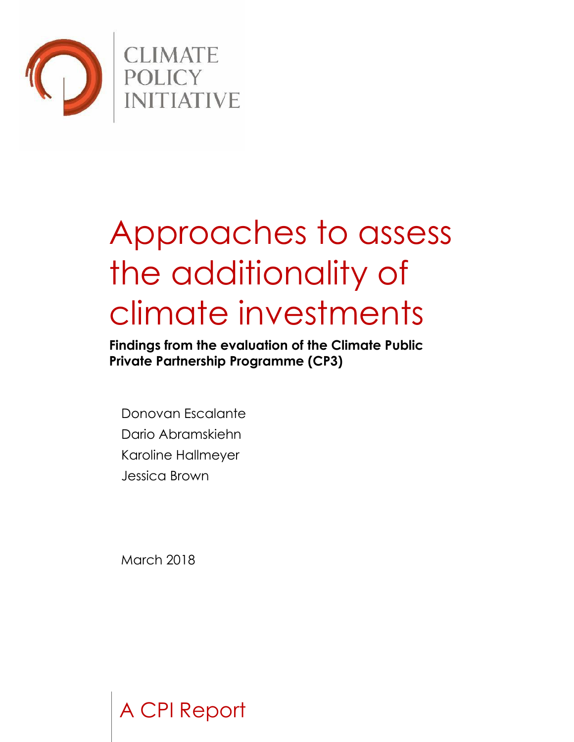CLIMATE
POLICY
INITIATIVE

# Approaches to assess the additionality of climate investments

**Findings from the evaluation of the Climate Public Private Partnership Programme (CP3)**

Donovan Escalante
Dario Abramskiehn
Karoline Hallmeyer
Jessica Brown

March 2018

A CPI Report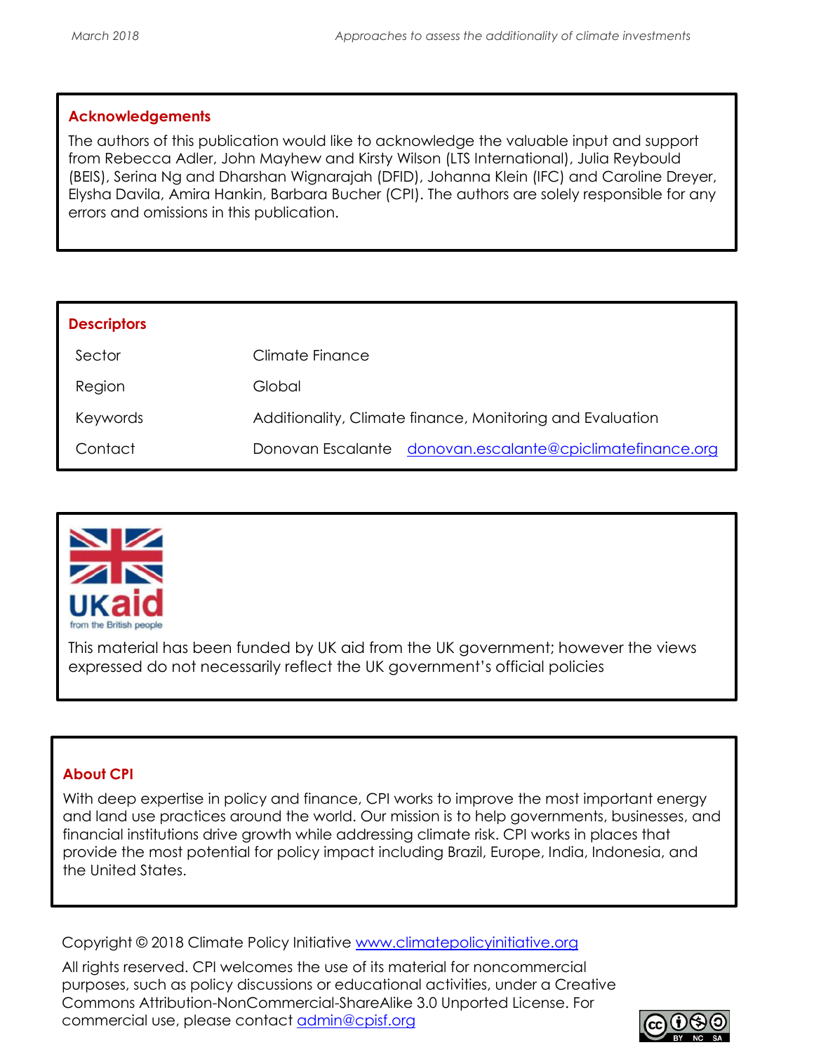## Acknowledgements

The authors of this publication would like to acknowledge the valuable input and support from Rebecca Adler, John Mayhew and Kirsty Wilson (LTS International), Julia Reybould (BEIS), Serina Ng and Dharshan Wignarajah (DFID), Johanna Klein (IFC) and Caroline Dreyer, Elysha Davila, Amira Hankin, Barbara Bucher (CPI). The authors are solely responsible for any errors and omissions in this publication.

## Descriptors

| | |
|---|---|
| Sector | Climate Finance |
| Region | Global |
| Keywords | Additionality, Climate finance, Monitoring and Evaluation |
| Contact | Donovan Escalante donovan.escalante@cpiclimatefinance.org |

UKaid from the British people

This material has been funded by UK aid from the UK government; however the views expressed do not necessarily reflect the UK government's official policies

## About CPI

With deep expertise in policy and finance, CPI works to improve the most important energy and land use practices around the world. Our mission is to help governments, businesses, and financial institutions drive growth while addressing climate risk. CPI works in places that provide the most potential for policy impact including Brazil, Europe, India, Indonesia, and the United States.

Copyright © 2018 Climate Policy Initiative www.climatepolicyinitiative.org

All rights reserved. CPI welcomes the use of its material for noncommercial purposes, such as policy discussions or educational activities, under a Creative Commons Attribution-NonCommercial-ShareAlike 3.0 Unported License. For commercial use, please contact admin@cpisf.org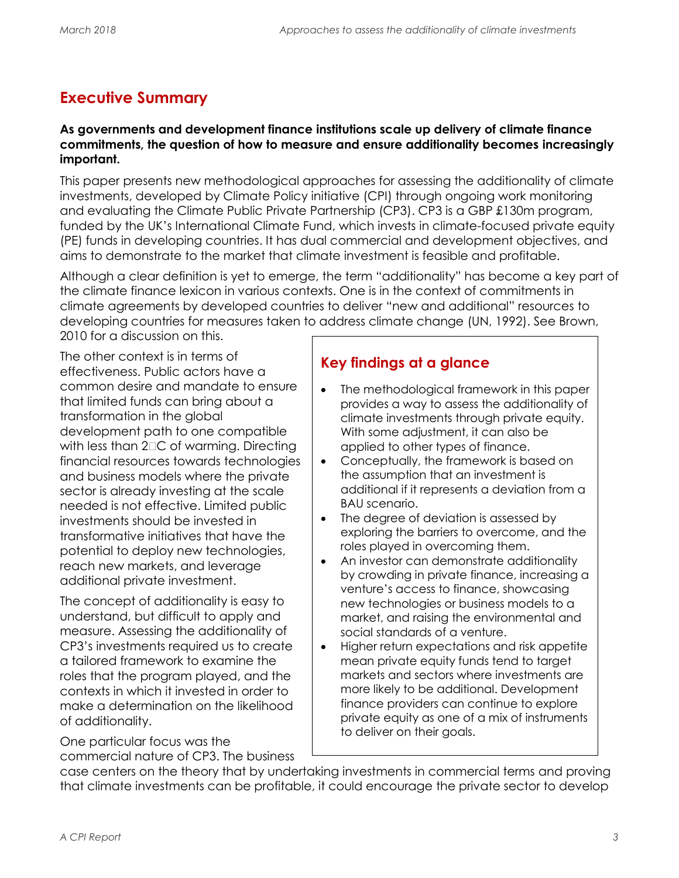## Executive Summary

**As governments and development finance institutions scale up delivery of climate finance commitments, the question of how to measure and ensure additionality becomes increasingly important.**

This paper presents new methodological approaches for assessing the additionality of climate investments, developed by Climate Policy initiative (CPI) through ongoing work monitoring and evaluating the Climate Public Private Partnership (CP3). CP3 is a GBP £130m program, funded by the UK's International Climate Fund, which invests in climate-focused private equity (PE) funds in developing countries. It has dual commercial and development objectives, and aims to demonstrate to the market that climate investment is feasible and profitable.

Although a clear definition is yet to emerge, the term "additionality" has become a key part of the climate finance lexicon in various contexts. One is in the context of commitments in climate agreements by developed countries to deliver "new and additional" resources to developing countries for measures taken to address climate change (UN, 1992). See Brown, 2010 for a discussion on this.

The other context is in terms of effectiveness. Public actors have a common desire and mandate to ensure that limited funds can bring about a transformation in the global development path to one compatible with less than 2°C of warming. Directing financial resources towards technologies and business models where the private sector is already investing at the scale needed is not effective. Limited public investments should be invested in transformative initiatives that have the potential to deploy new technologies, reach new markets, and leverage additional private investment.

The concept of additionality is easy to understand, but difficult to apply and measure. Assessing the additionality of CP3's investments required us to create a tailored framework to examine the roles that the program played, and the contexts in which it invested in order to make a determination on the likelihood of additionality.

One particular focus was the commercial nature of CP3. The business case centers on the theory that by undertaking investments in commercial terms and proving that climate investments can be profitable, it could encourage the private sector to develop

### Key findings at a glance

- The methodological framework in this paper provides a way to assess the additionality of climate investments through private equity. With some adjustment, it can also be applied to other types of finance.
- Conceptually, the framework is based on the assumption that an investment is additional if it represents a deviation from a BAU scenario.
- The degree of deviation is assessed by exploring the barriers to overcome, and the roles played in overcoming them.
- An investor can demonstrate additionality by crowding in private finance, increasing a venture's access to finance, showcasing new technologies or business models to a market, and raising the environmental and social standards of a venture.
- Higher return expectations and risk appetite mean private equity funds tend to target markets and sectors where investments are more likely to be additional. Development finance providers can continue to explore private equity as one of a mix of instruments to deliver on their goals.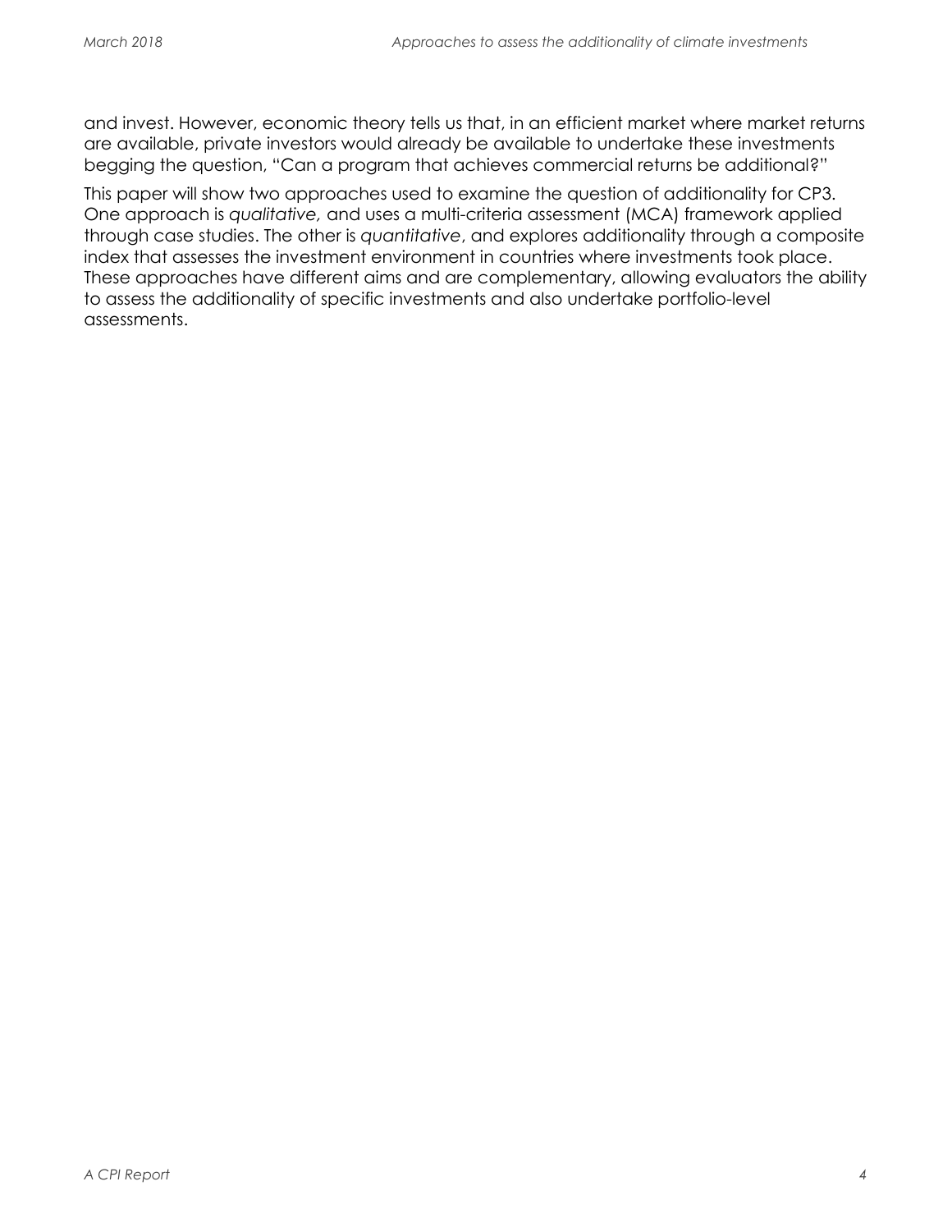and invest. However, economic theory tells us that, in an efficient market where market returns are available, private investors would already be available to undertake these investments begging the question, "Can a program that achieves commercial returns be additional?"

This paper will show two approaches used to examine the question of additionality for CP3. One approach is *qualitative,* and uses a multi-criteria assessment (MCA) framework applied through case studies. The other is *quantitative*, and explores additionality through a composite index that assesses the investment environment in countries where investments took place. These approaches have different aims and are complementary, allowing evaluators the ability to assess the additionality of specific investments and also undertake portfolio-level assessments.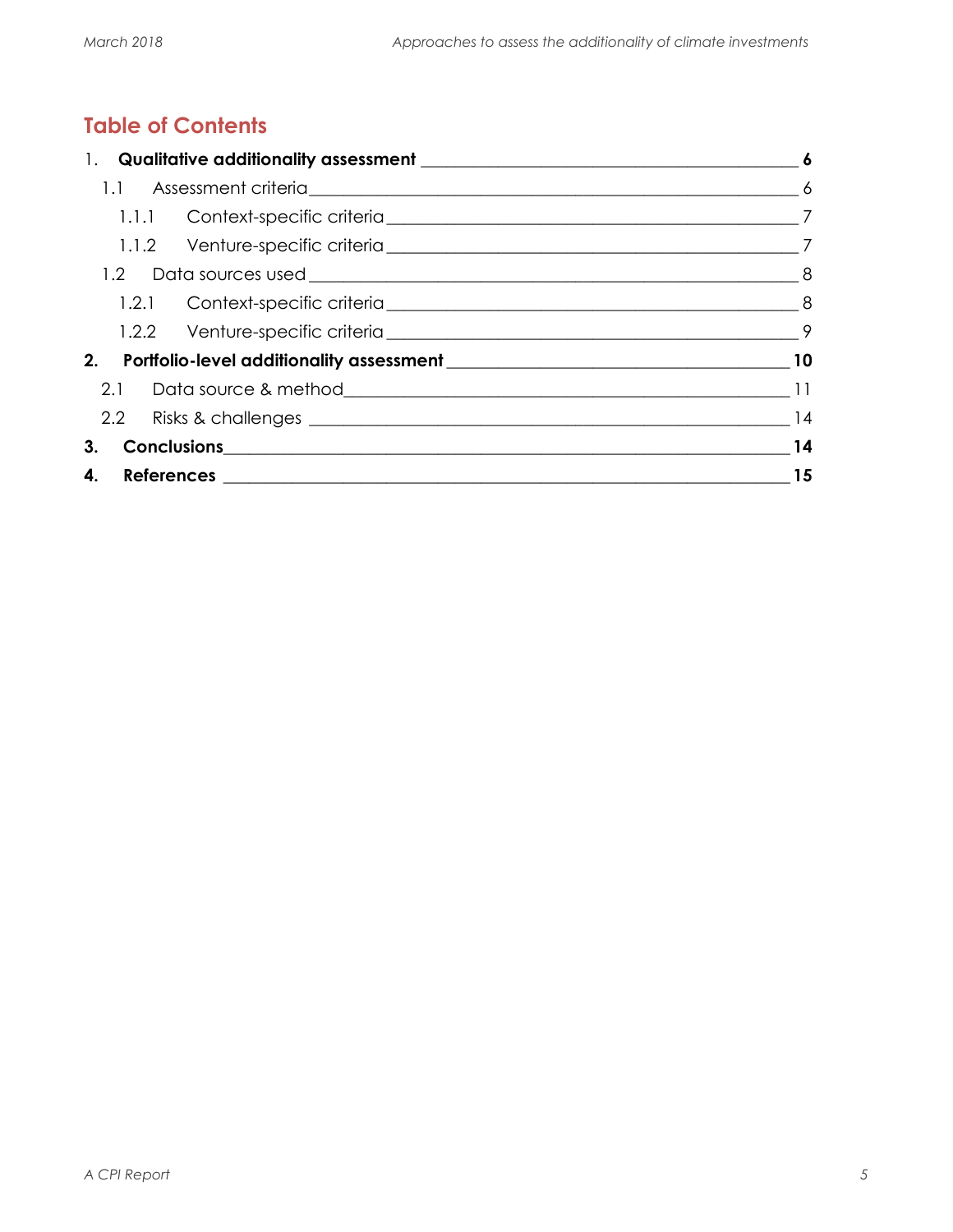## Table of Contents

1. **Qualitative additionality assessment** — 6
   - 1.1 Assessment criteria — 6
     - 1.1.1 Context-specific criteria — 7
     - 1.1.2 Venture-specific criteria — 7
   - 1.2 Data sources used — 8
     - 1.2.1 Context-specific criteria — 8
     - 1.2.2 Venture-specific criteria — 9
2. **Portfolio-level additionality assessment** — 10
   - 2.1 Data source & method — 11
   - 2.2 Risks & challenges — 14
3. **Conclusions** — 14
4. **References** — 15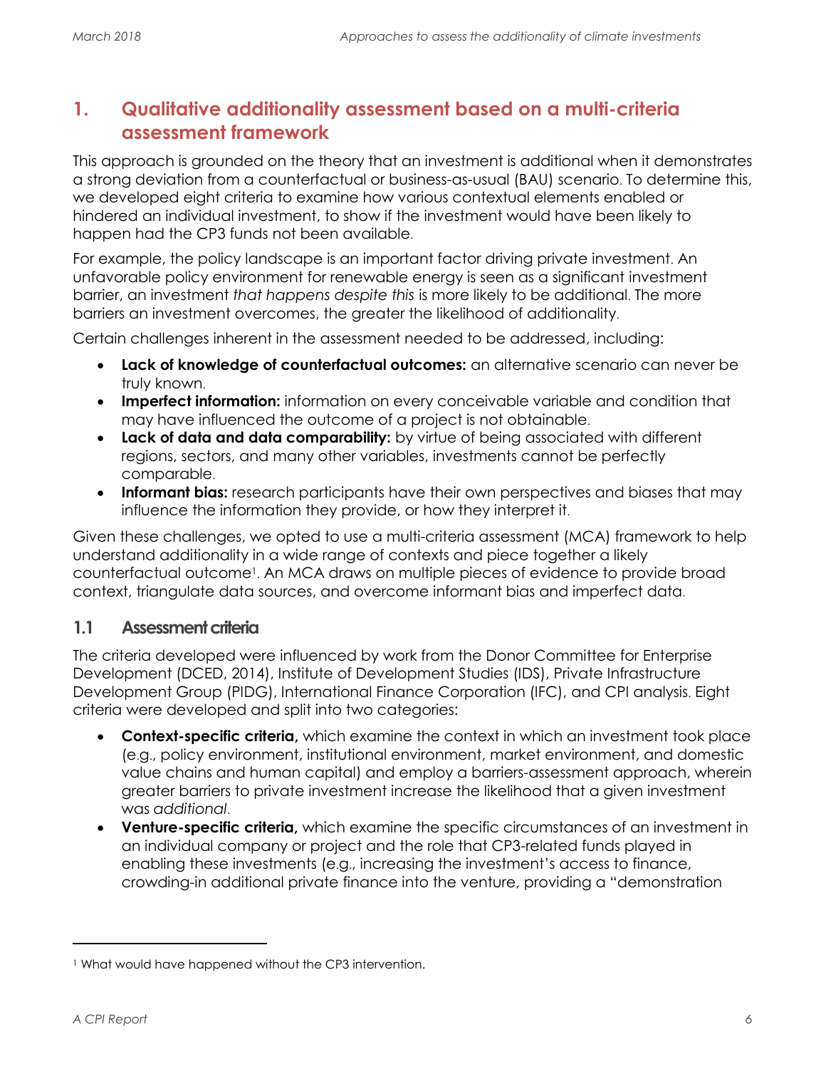# 1. Qualitative additionality assessment based on a multi-criteria assessment framework

This approach is grounded on the theory that an investment is additional when it demonstrates a strong deviation from a counterfactual or business-as-usual (BAU) scenario. To determine this, we developed eight criteria to examine how various contextual elements enabled or hindered an individual investment, to show if the investment would have been likely to happen had the CP3 funds not been available.

For example, the policy landscape is an important factor driving private investment. An unfavorable policy environment for renewable energy is seen as a significant investment barrier, an investment *that happens despite this* is more likely to be additional. The more barriers an investment overcomes, the greater the likelihood of additionality.

Certain challenges inherent in the assessment needed to be addressed, including:

- **Lack of knowledge of counterfactual outcomes:** an alternative scenario can never be truly known.
- **Imperfect information:** information on every conceivable variable and condition that may have influenced the outcome of a project is not obtainable.
- **Lack of data and data comparability:** by virtue of being associated with different regions, sectors, and many other variables, investments cannot be perfectly comparable.
- **Informant bias:** research participants have their own perspectives and biases that may influence the information they provide, or how they interpret it.

Given these challenges, we opted to use a multi-criteria assessment (MCA) framework to help understand additionality in a wide range of contexts and piece together a likely counterfactual outcome[1]. An MCA draws on multiple pieces of evidence to provide broad context, triangulate data sources, and overcome informant bias and imperfect data.

## 1.1 Assessment criteria

The criteria developed were influenced by work from the Donor Committee for Enterprise Development (DCED, 2014), Institute of Development Studies (IDS), Private Infrastructure Development Group (PIDG), International Finance Corporation (IFC), and CPI analysis. Eight criteria were developed and split into two categories:

- **Context-specific criteria,** which examine the context in which an investment took place (e.g., policy environment, institutional environment, market environment, and domestic value chains and human capital) and employ a barriers-assessment approach, wherein greater barriers to private investment increase the likelihood that a given investment was *additional*.
- **Venture-specific criteria,** which examine the specific circumstances of an investment in an individual company or project and the role that CP3-related funds played in enabling these investments (e.g., increasing the investment's access to finance, crowding-in additional private finance into the venture, providing a "demonstration

[1] What would have happened without the CP3 intervention.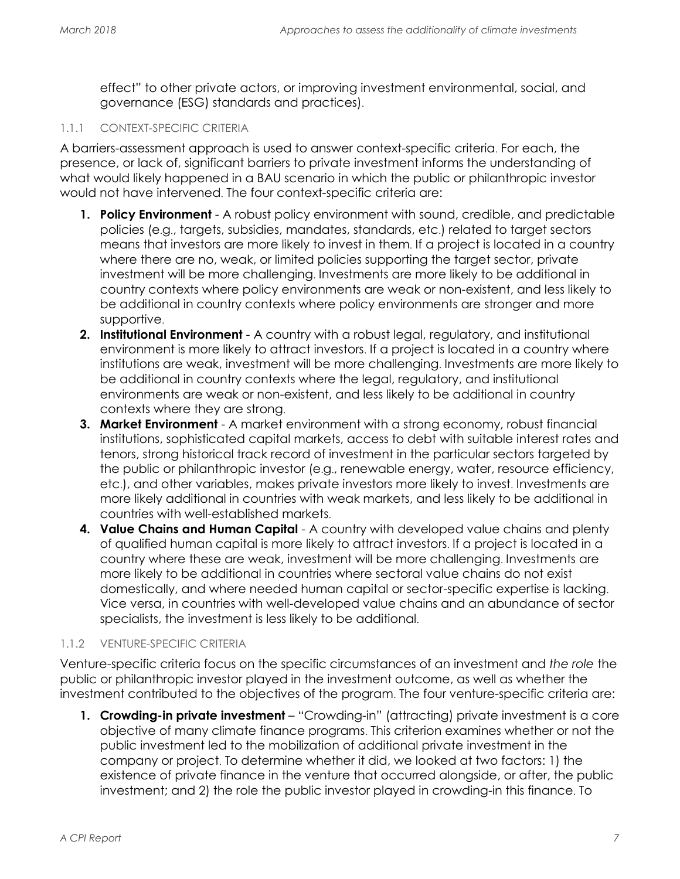effect" to other private actors, or improving investment environmental, social, and governance (ESG) standards and practices).

### 1.1.1 CONTEXT-SPECIFIC CRITERIA

A barriers-assessment approach is used to answer context-specific criteria. For each, the presence, or lack of, significant barriers to private investment informs the understanding of what would likely happened in a BAU scenario in which the public or philanthropic investor would not have intervened. The four context-specific criteria are:

1. **Policy Environment** - A robust policy environment with sound, credible, and predictable policies (e.g., targets, subsidies, mandates, standards, etc.) related to target sectors means that investors are more likely to invest in them. If a project is located in a country where there are no, weak, or limited policies supporting the target sector, private investment will be more challenging. Investments are more likely to be additional in country contexts where policy environments are weak or non-existent, and less likely to be additional in country contexts where policy environments are stronger and more supportive.
2. **Institutional Environment** - A country with a robust legal, regulatory, and institutional environment is more likely to attract investors. If a project is located in a country where institutions are weak, investment will be more challenging. Investments are more likely to be additional in country contexts where the legal, regulatory, and institutional environments are weak or non-existent, and less likely to be additional in country contexts where they are strong.
3. **Market Environment** - A market environment with a strong economy, robust financial institutions, sophisticated capital markets, access to debt with suitable interest rates and tenors, strong historical track record of investment in the particular sectors targeted by the public or philanthropic investor (e.g., renewable energy, water, resource efficiency, etc.), and other variables, makes private investors more likely to invest. Investments are more likely additional in countries with weak markets, and less likely to be additional in countries with well-established markets.
4. **Value Chains and Human Capital** - A country with developed value chains and plenty of qualified human capital is more likely to attract investors. If a project is located in a country where these are weak, investment will be more challenging. Investments are more likely to be additional in countries where sectoral value chains do not exist domestically, and where needed human capital or sector-specific expertise is lacking. Vice versa, in countries with well-developed value chains and an abundance of sector specialists, the investment is less likely to be additional.

### 1.1.2 VENTURE-SPECIFIC CRITERIA

Venture-specific criteria focus on the specific circumstances of an investment and *the role* the public or philanthropic investor played in the investment outcome, as well as whether the investment contributed to the objectives of the program. The four venture-specific criteria are:

1. **Crowding-in private investment** – "Crowding-in" (attracting) private investment is a core objective of many climate finance programs. This criterion examines whether or not the public investment led to the mobilization of additional private investment in the company or project. To determine whether it did, we looked at two factors: 1) the existence of private finance in the venture that occurred alongside, or after, the public investment; and 2) the role the public investor played in crowding-in this finance. To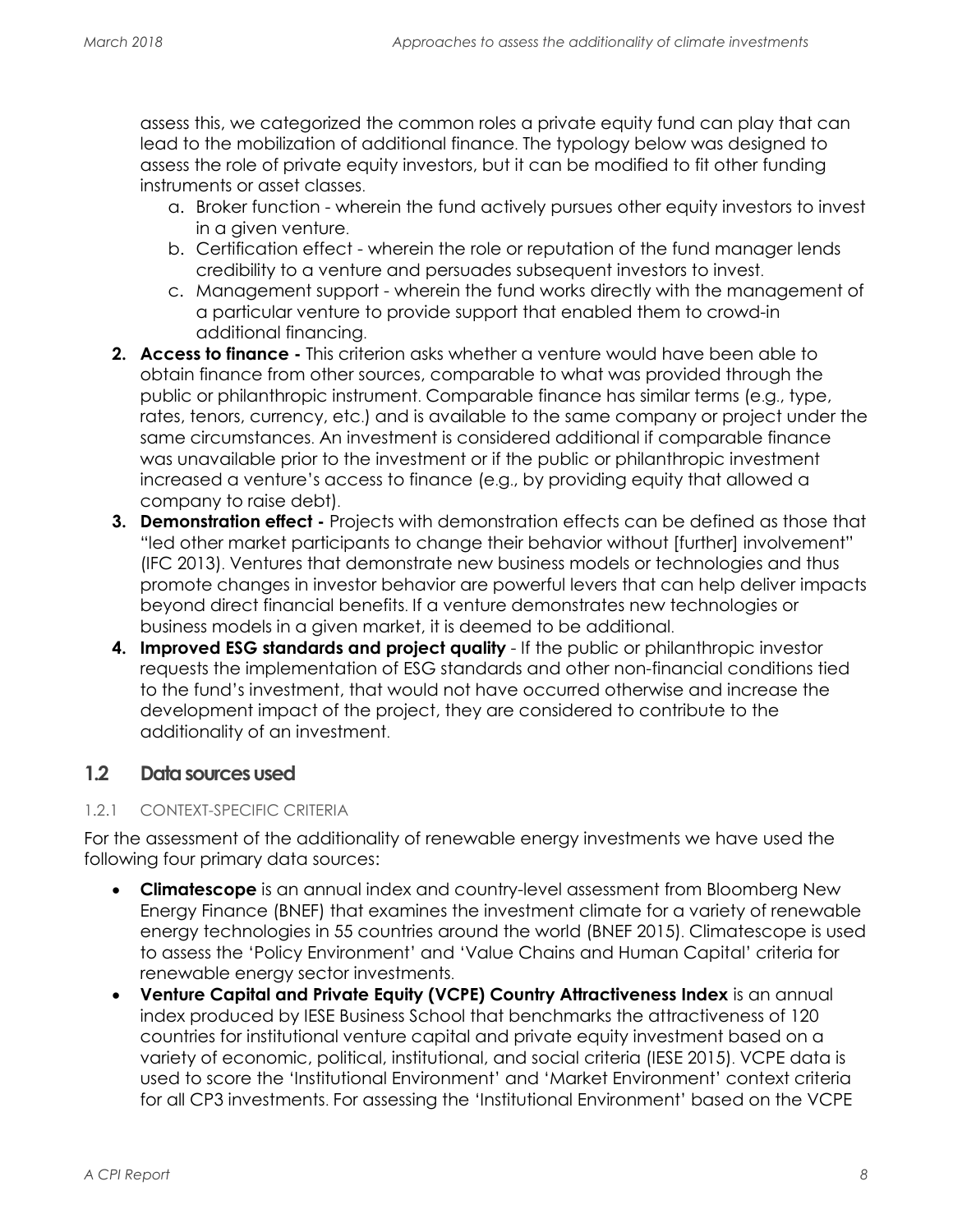assess this, we categorized the common roles a private equity fund can play that can lead to the mobilization of additional finance. The typology below was designed to assess the role of private equity investors, but it can be modified to fit other funding instruments or asset classes.

   a. Broker function - wherein the fund actively pursues other equity investors to invest in a given venture.
   b. Certification effect - wherein the role or reputation of the fund manager lends credibility to a venture and persuades subsequent investors to invest.
   c. Management support - wherein the fund works directly with the management of a particular venture to provide support that enabled them to crowd-in additional financing.

2. **Access to finance -** This criterion asks whether a venture would have been able to obtain finance from other sources, comparable to what was provided through the public or philanthropic instrument. Comparable finance has similar terms (e.g., type, rates, tenors, currency, etc.) and is available to the same company or project under the same circumstances. An investment is considered additional if comparable finance was unavailable prior to the investment or if the public or philanthropic investment increased a venture's access to finance (e.g., by providing equity that allowed a company to raise debt).
3. **Demonstration effect -** Projects with demonstration effects can be defined as those that "led other market participants to change their behavior without [further] involvement" (IFC 2013). Ventures that demonstrate new business models or technologies and thus promote changes in investor behavior are powerful levers that can help deliver impacts beyond direct financial benefits. If a venture demonstrates new technologies or business models in a given market, it is deemed to be additional.
4. **Improved ESG standards and project quality** - If the public or philanthropic investor requests the implementation of ESG standards and other non-financial conditions tied to the fund's investment, that would not have occurred otherwise and increase the development impact of the project, they are considered to contribute to the additionality of an investment.

## 1.2 Data sources used

### 1.2.1 CONTEXT-SPECIFIC CRITERIA

For the assessment of the additionality of renewable energy investments we have used the following four primary data sources:

- **Climatescope** is an annual index and country-level assessment from Bloomberg New Energy Finance (BNEF) that examines the investment climate for a variety of renewable energy technologies in 55 countries around the world (BNEF 2015). Climatescope is used to assess the 'Policy Environment' and 'Value Chains and Human Capital' criteria for renewable energy sector investments.
- **Venture Capital and Private Equity (VCPE) Country Attractiveness Index** is an annual index produced by IESE Business School that benchmarks the attractiveness of 120 countries for institutional venture capital and private equity investment based on a variety of economic, political, institutional, and social criteria (IESE 2015). VCPE data is used to score the 'Institutional Environment' and 'Market Environment' context criteria for all CP3 investments. For assessing the 'Institutional Environment' based on the VCPE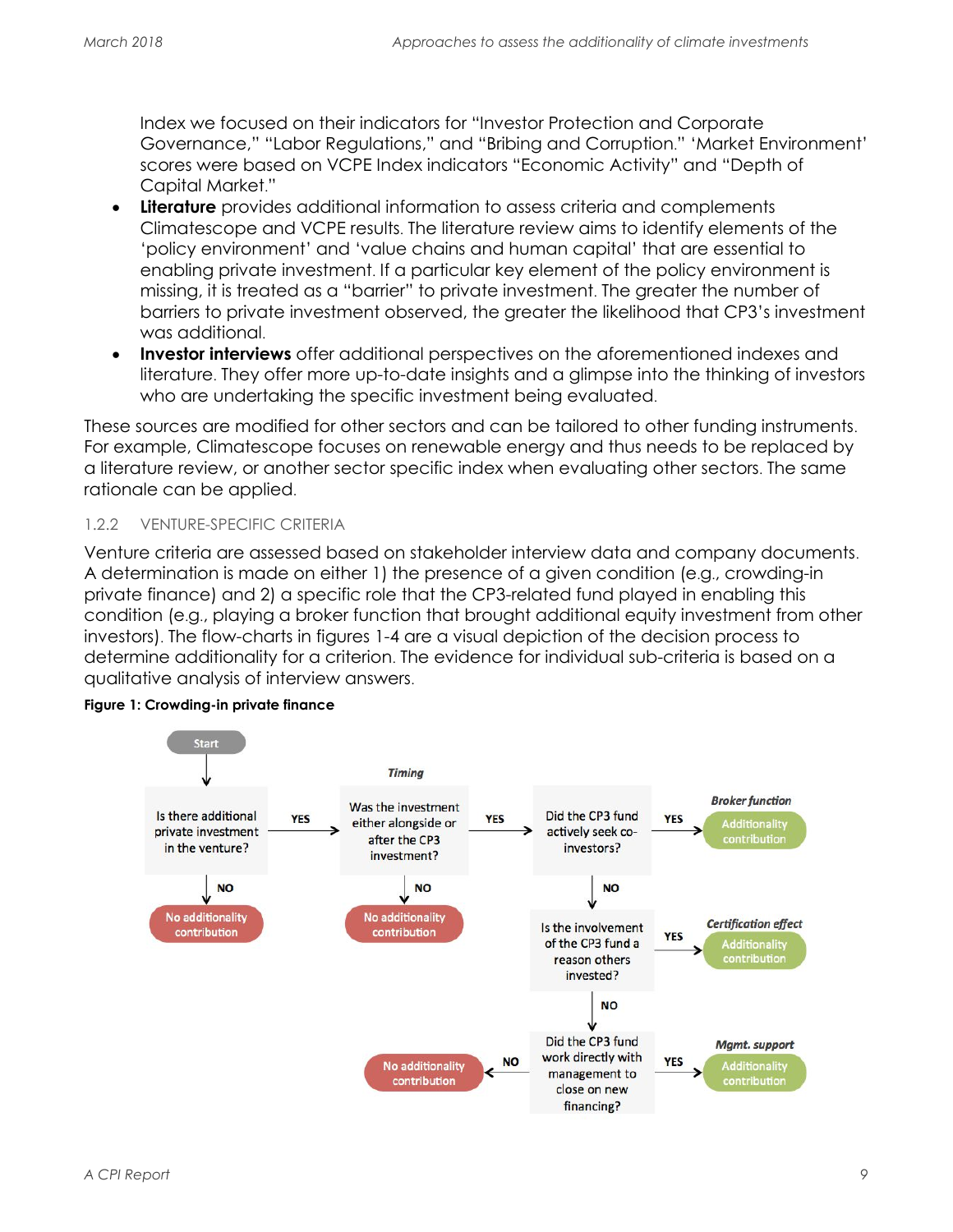Index we focused on their indicators for "Investor Protection and Corporate Governance," "Labor Regulations," and "Bribing and Corruption." 'Market Environment' scores were based on VCPE Index indicators "Economic Activity" and "Depth of Capital Market."

- **Literature** provides additional information to assess criteria and complements Climatescope and VCPE results. The literature review aims to identify elements of the 'policy environment' and 'value chains and human capital' that are essential to enabling private investment. If a particular key element of the policy environment is missing, it is treated as a "barrier" to private investment. The greater the number of barriers to private investment observed, the greater the likelihood that CP3's investment was additional.
- **Investor interviews** offer additional perspectives on the aforementioned indexes and literature. They offer more up-to-date insights and a glimpse into the thinking of investors who are undertaking the specific investment being evaluated.

These sources are modified for other sectors and can be tailored to other funding instruments. For example, Climatescope focuses on renewable energy and thus needs to be replaced by a literature review, or another sector specific index when evaluating other sectors. The same rationale can be applied.

### 1.2.2 VENTURE-SPECIFIC CRITERIA

Venture criteria are assessed based on stakeholder interview data and company documents. A determination is made on either 1) the presence of a given condition (e.g., crowding-in private finance) and 2) a specific role that the CP3-related fund played in enabling this condition (e.g., playing a broker function that brought additional equity investment from other investors). The flow-charts in figures 1-4 are a visual depiction of the decision process to determine additionality for a criterion. The evidence for individual sub-criteria is based on a qualitative analysis of interview answers.

**Figure 1: Crowding-in private finance**

Start → Is there additional private investment in the venture?
- NO → No additionality contribution
- YES → *Timing*: Was the investment either alongside or after the CP3 investment?
  - NO → No additionality contribution
  - YES → Did the CP3 fund actively seek co-investors?
    - YES → *Broker function*: Additionality contribution
    - NO → Is the involvement of the CP3 fund a reason others invested?
      - YES → *Certification effect*: Additionality contribution
      - NO → Did the CP3 fund work directly with management to close on new financing?
        - YES → *Mgmt. support*: Additionality contribution
        - NO → No additionality contribution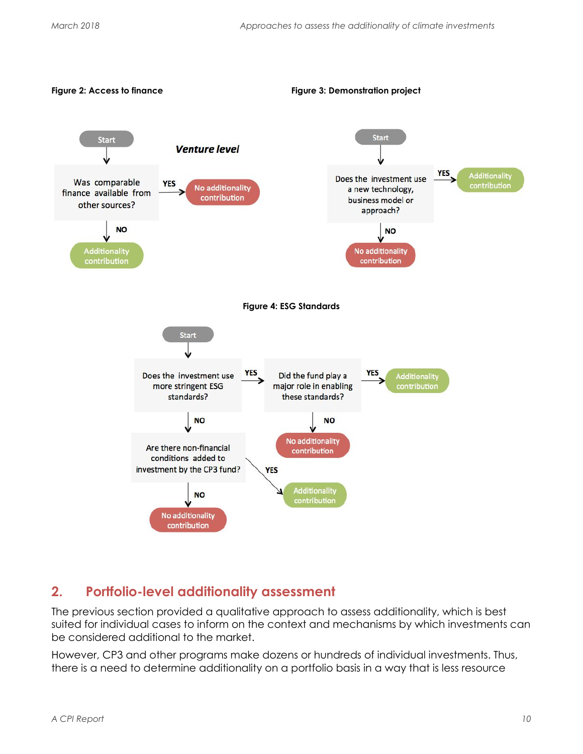**Figure 2: Access to finance**

*Venture level*

- Start
- Was comparable finance available from other sources?
  - YES → No additionality contribution
  - NO → Additionality contribution

**Figure 3: Demonstration project**

- Start
- Does the investment use a new technology, business model or approach?
  - YES → Additionality contribution
  - NO → No additionality contribution

**Figure 4: ESG Standards**

- Start
- Does the investment use more stringent ESG standards?
  - YES → Did the fund play a major role in enabling these standards?
    - YES → Additionality contribution
    - NO → No additionality contribution
  - NO → Are there non-financial conditions added to investment by the CP3 fund?
    - YES → Additionality contribution
    - NO → No additionality contribution

## 2. Portfolio-level additionality assessment

The previous section provided a qualitative approach to assess additionality, which is best suited for individual cases to inform on the context and mechanisms by which investments can be considered additional to the market.

However, CP3 and other programs make dozens or hundreds of individual investments. Thus, there is a need to determine additionality on a portfolio basis in a way that is less resource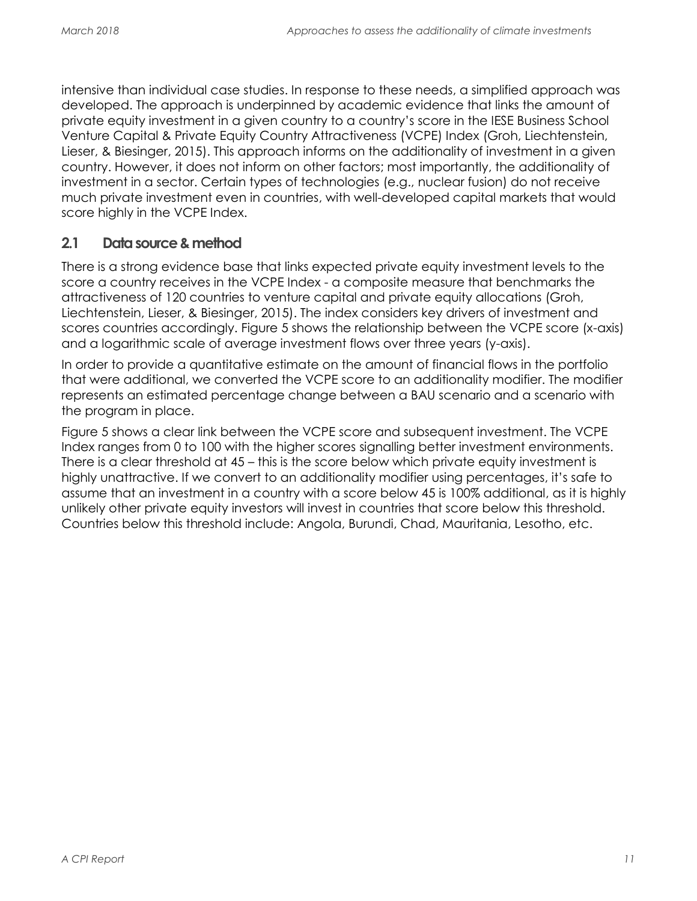intensive than individual case studies. In response to these needs, a simplified approach was developed. The approach is underpinned by academic evidence that links the amount of private equity investment in a given country to a country's score in the IESE Business School Venture Capital & Private Equity Country Attractiveness (VCPE) Index (Groh, Liechtenstein, Lieser, & Biesinger, 2015). This approach informs on the additionality of investment in a given country. However, it does not inform on other factors; most importantly, the additionality of investment in a sector. Certain types of technologies (e.g., nuclear fusion) do not receive much private investment even in countries, with well-developed capital markets that would score highly in the VCPE Index.

## 2.1 Data source & method

There is a strong evidence base that links expected private equity investment levels to the score a country receives in the VCPE Index - a composite measure that benchmarks the attractiveness of 120 countries to venture capital and private equity allocations (Groh, Liechtenstein, Lieser, & Biesinger, 2015). The index considers key drivers of investment and scores countries accordingly. Figure 5 shows the relationship between the VCPE score (x-axis) and a logarithmic scale of average investment flows over three years (y-axis).

In order to provide a quantitative estimate on the amount of financial flows in the portfolio that were additional, we converted the VCPE score to an additionality modifier. The modifier represents an estimated percentage change between a BAU scenario and a scenario with the program in place.

Figure 5 shows a clear link between the VCPE score and subsequent investment. The VCPE Index ranges from 0 to 100 with the higher scores signalling better investment environments. There is a clear threshold at 45 – this is the score below which private equity investment is highly unattractive. If we convert to an additionality modifier using percentages, it's safe to assume that an investment in a country with a score below 45 is 100% additional, as it is highly unlikely other private equity investors will invest in countries that score below this threshold. Countries below this threshold include: Angola, Burundi, Chad, Mauritania, Lesotho, etc.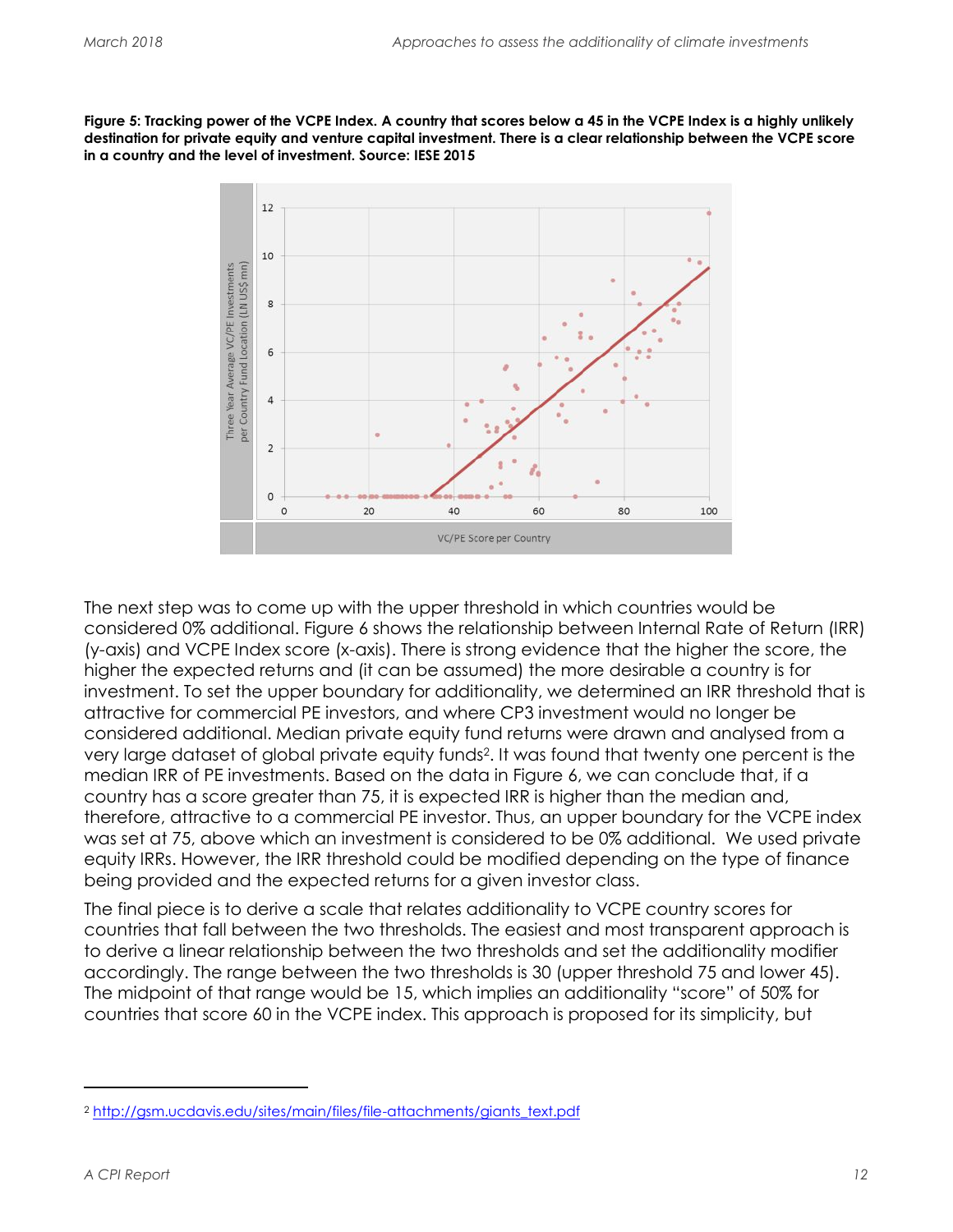**Figure 5: Tracking power of the VCPE Index. A country that scores below a 45 in the VCPE Index is a highly unlikely destination for private equity and venture capital investment. There is a clear relationship between the VCPE score in a country and the level of investment. Source: IESE 2015**

The next step was to come up with the upper threshold in which countries would be considered 0% additional. Figure 6 shows the relationship between Internal Rate of Return (IRR) (y-axis) and VCPE Index score (x-axis). There is strong evidence that the higher the score, the higher the expected returns and (it can be assumed) the more desirable a country is for investment. To set the upper boundary for additionality, we determined an IRR threshold that is attractive for commercial PE investors, and where CP3 investment would no longer be considered additional. Median private equity fund returns were drawn and analysed from a very large dataset of global private equity funds[2]. It was found that twenty one percent is the median IRR of PE investments. Based on the data in Figure 6, we can conclude that, if a country has a score greater than 75, it is expected IRR is higher than the median and, therefore, attractive to a commercial PE investor. Thus, an upper boundary for the VCPE index was set at 75, above which an investment is considered to be 0% additional. We used private equity IRRs. However, the IRR threshold could be modified depending on the type of finance being provided and the expected returns for a given investor class.

The final piece is to derive a scale that relates additionality to VCPE country scores for countries that fall between the two thresholds. The easiest and most transparent approach is to derive a linear relationship between the two thresholds and set the additionality modifier accordingly. The range between the two thresholds is 30 (upper threshold 75 and lower 45). The midpoint of that range would be 15, which implies an additionality "score" of 50% for countries that score 60 in the VCPE index. This approach is proposed for its simplicity, but

---

[2] http://gsm.ucdavis.edu/sites/main/files/file-attachments/giants_text.pdf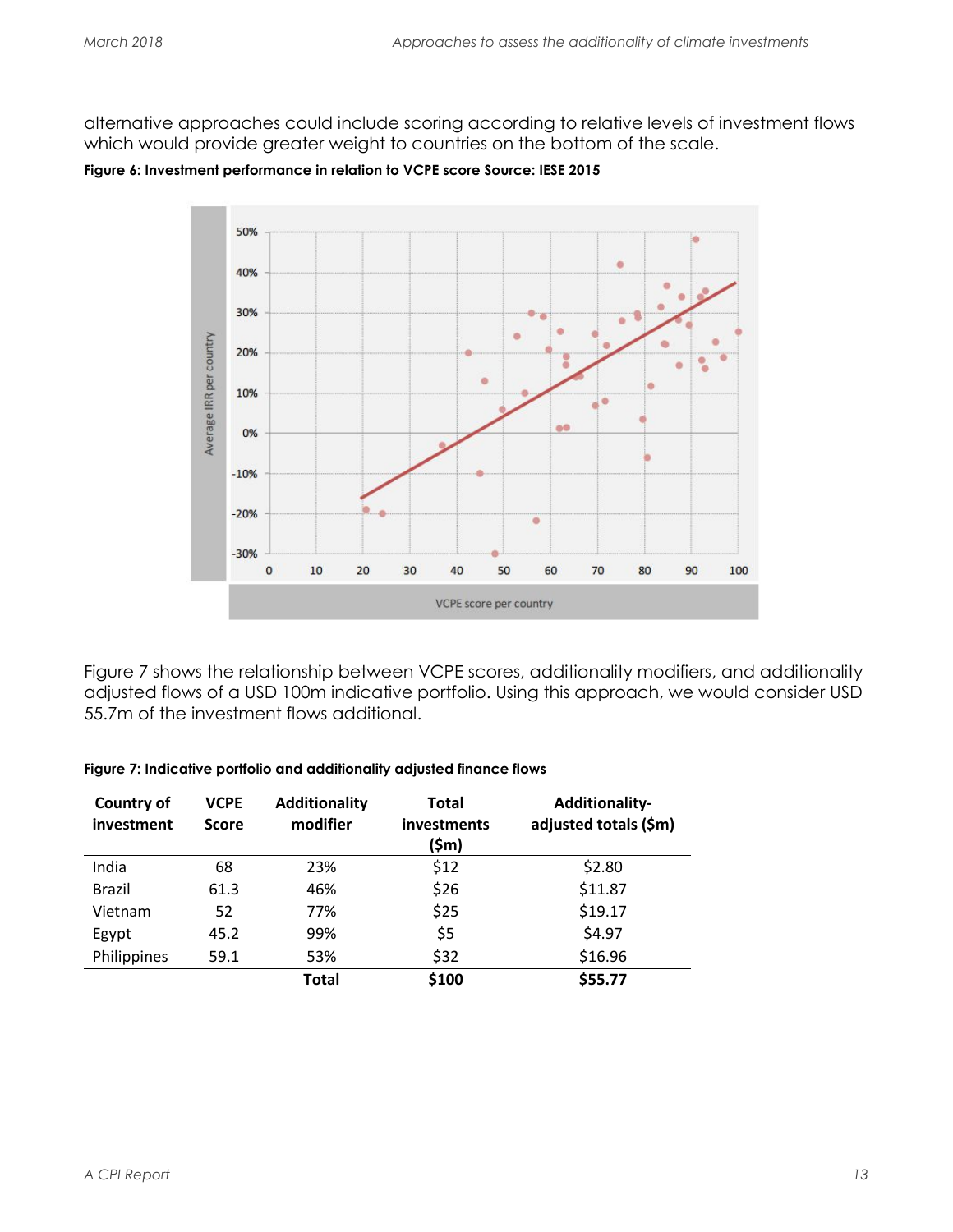alternative approaches could include scoring according to relative levels of investment flows which would provide greater weight to countries on the bottom of the scale.

**Figure 6: Investment performance in relation to VCPE score Source: IESE 2015**

Figure 7 shows the relationship between VCPE scores, additionality modifiers, and additionality adjusted flows of a USD 100m indicative portfolio. Using this approach, we would consider USD 55.7m of the investment flows additional.

**Figure 7: Indicative portfolio and additionality adjusted finance flows**

| Country of investment | VCPE Score | Additionality modifier | Total investments ($m) | Additionality-adjusted totals ($m) |
|---|---|---|---|---|
| India | 68 | 23% | $12 | $2.80 |
| Brazil | 61.3 | 46% | $26 | $11.87 |
| Vietnam | 52 | 77% | $25 | $19.17 |
| Egypt | 45.2 | 99% | $5 | $4.97 |
| Philippines | 59.1 | 53% | $32 | $16.96 |
| | | **Total** | **$100** | **$55.77** |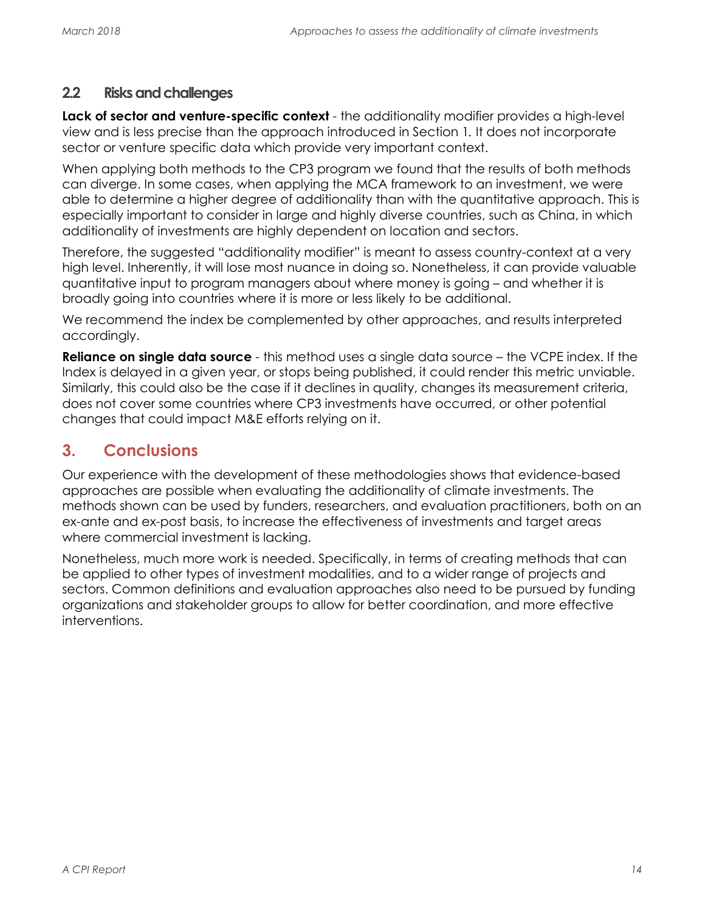### 2.2 Risks and challenges

**Lack of sector and venture-specific context** - the additionality modifier provides a high-level view and is less precise than the approach introduced in Section 1. It does not incorporate sector or venture specific data which provide very important context.

When applying both methods to the CP3 program we found that the results of both methods can diverge. In some cases, when applying the MCA framework to an investment, we were able to determine a higher degree of additionality than with the quantitative approach. This is especially important to consider in large and highly diverse countries, such as China, in which additionality of investments are highly dependent on location and sectors.

Therefore, the suggested "additionality modifier" is meant to assess country-context at a very high level. Inherently, it will lose most nuance in doing so. Nonetheless, it can provide valuable quantitative input to program managers about where money is going – and whether it is broadly going into countries where it is more or less likely to be additional.

We recommend the index be complemented by other approaches, and results interpreted accordingly.

**Reliance on single data source** - this method uses a single data source – the VCPE index. If the Index is delayed in a given year, or stops being published, it could render this metric unviable. Similarly, this could also be the case if it declines in quality, changes its measurement criteria, does not cover some countries where CP3 investments have occurred, or other potential changes that could impact M&E efforts relying on it.

## 3. Conclusions

Our experience with the development of these methodologies shows that evidence-based approaches are possible when evaluating the additionality of climate investments. The methods shown can be used by funders, researchers, and evaluation practitioners, both on an ex-ante and ex-post basis, to increase the effectiveness of investments and target areas where commercial investment is lacking.

Nonetheless, much more work is needed. Specifically, in terms of creating methods that can be applied to other types of investment modalities, and to a wider range of projects and sectors. Common definitions and evaluation approaches also need to be pursued by funding organizations and stakeholder groups to allow for better coordination, and more effective interventions.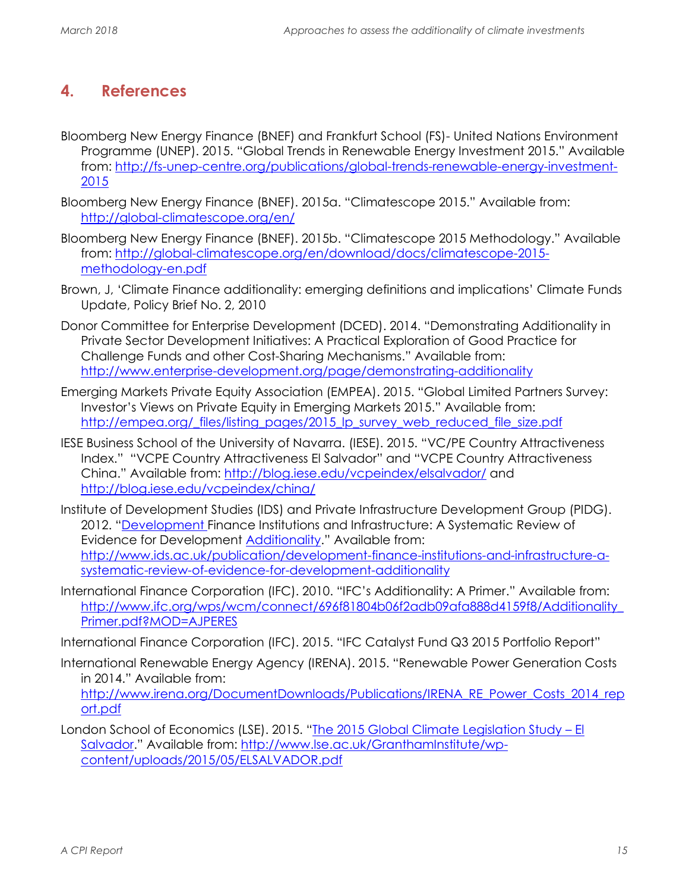## 4. References

Bloomberg New Energy Finance (BNEF) and Frankfurt School (FS)- United Nations Environment Programme (UNEP). 2015. "Global Trends in Renewable Energy Investment 2015." Available from: http://fs-unep-centre.org/publications/global-trends-renewable-energy-investment-2015

Bloomberg New Energy Finance (BNEF). 2015a. "Climatescope 2015." Available from: http://global-climatescope.org/en/

Bloomberg New Energy Finance (BNEF). 2015b. "Climatescope 2015 Methodology." Available from: http://global-climatescope.org/en/download/docs/climatescope-2015-methodology-en.pdf

Brown, J, 'Climate Finance additionality: emerging definitions and implications' Climate Funds Update, Policy Brief No. 2, 2010

Donor Committee for Enterprise Development (DCED). 2014. "Demonstrating Additionality in Private Sector Development Initiatives: A Practical Exploration of Good Practice for Challenge Funds and other Cost-Sharing Mechanisms." Available from: http://www.enterprise-development.org/page/demonstrating-additionality

Emerging Markets Private Equity Association (EMPEA). 2015. "Global Limited Partners Survey: Investor's Views on Private Equity in Emerging Markets 2015." Available from: http://empea.org/_files/listing_pages/2015_lp_survey_web_reduced_file_size.pdf

IESE Business School of the University of Navarra. (IESE). 2015. "VC/PE Country Attractiveness Index." "VCPE Country Attractiveness El Salvador" and "VCPE Country Attractiveness China." Available from: http://blog.iese.edu/vcpeindex/elsalvador/ and http://blog.iese.edu/vcpeindex/china/

Institute of Development Studies (IDS) and Private Infrastructure Development Group (PIDG). 2012. "Development Finance Institutions and Infrastructure: A Systematic Review of Evidence for Development Additionality." Available from: http://www.ids.ac.uk/publication/development-finance-institutions-and-infrastructure-a-systematic-review-of-evidence-for-development-additionality

International Finance Corporation (IFC). 2010. "IFC's Additionality: A Primer." Available from: http://www.ifc.org/wps/wcm/connect/696f81804b06f2adb09afa888d4159f8/Additionality_Primer.pdf?MOD=AJPERES

International Finance Corporation (IFC). 2015. "IFC Catalyst Fund Q3 2015 Portfolio Report"

International Renewable Energy Agency (IRENA). 2015. "Renewable Power Generation Costs in 2014." Available from: http://www.irena.org/DocumentDownloads/Publications/IRENA_RE_Power_Costs_2014_report.pdf

London School of Economics (LSE). 2015. "The 2015 Global Climate Legislation Study – El Salvador." Available from: http://www.lse.ac.uk/GranthamInstitute/wp-content/uploads/2015/05/ELSALVADOR.pdf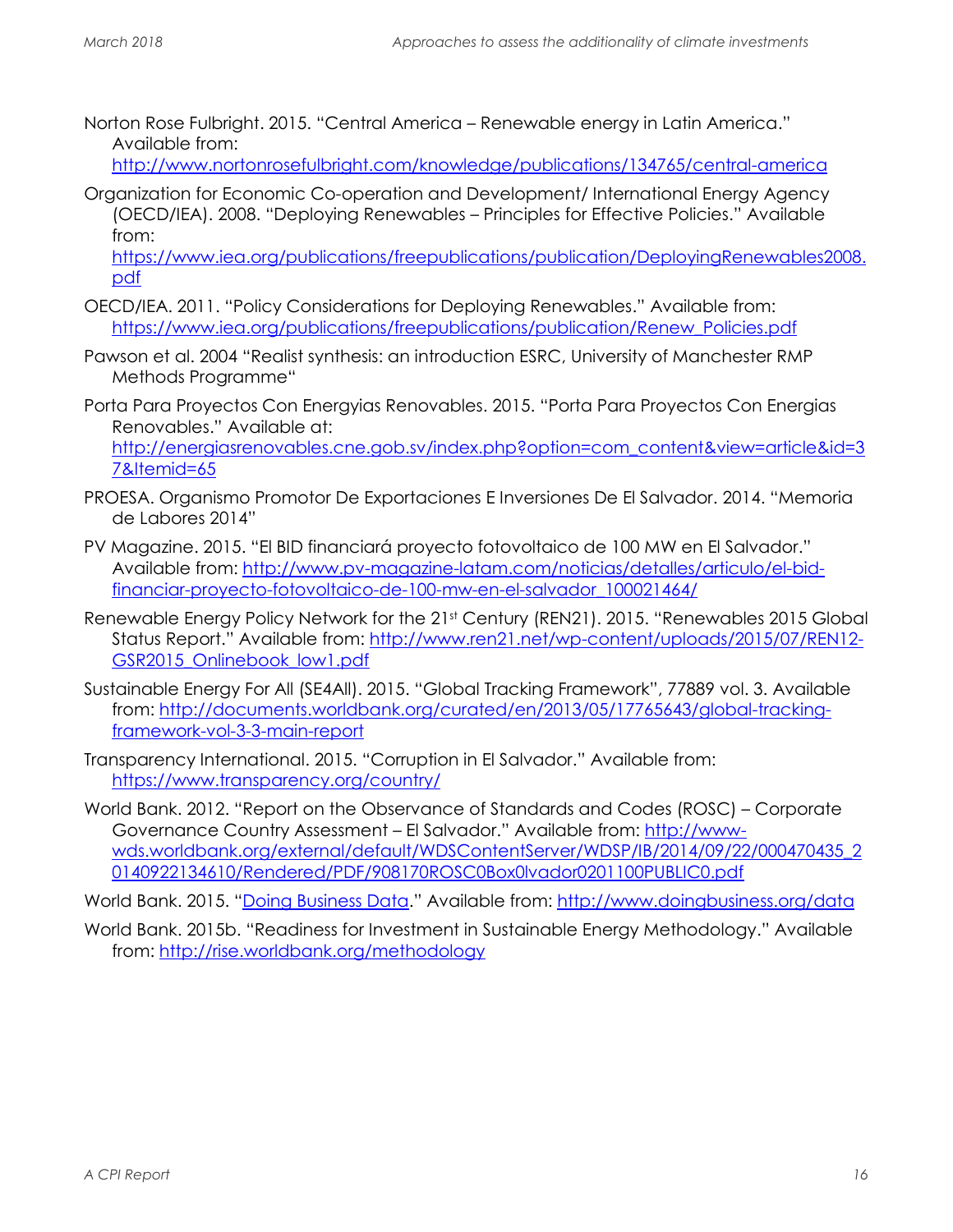Norton Rose Fulbright. 2015. "Central America – Renewable energy in Latin America." Available from: http://www.nortonrosefulbright.com/knowledge/publications/134765/central-america

Organization for Economic Co-operation and Development/ International Energy Agency (OECD/IEA). 2008. "Deploying Renewables – Principles for Effective Policies." Available from: https://www.iea.org/publications/freepublications/publication/DeployingRenewables2008.pdf

OECD/IEA. 2011. "Policy Considerations for Deploying Renewables." Available from: https://www.iea.org/publications/freepublications/publication/Renew_Policies.pdf

Pawson et al. 2004 "Realist synthesis: an introduction ESRC, University of Manchester RMP Methods Programme"

Porta Para Proyectos Con Energyias Renovables. 2015. "Porta Para Proyectos Con Energias Renovables." Available at: http://energiasrenovables.cne.gob.sv/index.php?option=com_content&view=article&id=37&Itemid=65

PROESA. Organismo Promotor De Exportaciones E Inversiones De El Salvador. 2014. "Memoria de Labores 2014"

PV Magazine. 2015. "El BID financiará proyecto fotovoltaico de 100 MW en El Salvador." Available from: http://www.pv-magazine-latam.com/noticias/detalles/articulo/el-bid-financiar-proyecto-fotovoltaico-de-100-mw-en-el-salvador_100021464/

Renewable Energy Policy Network for the 21st Century (REN21). 2015. "Renewables 2015 Global Status Report." Available from: http://www.ren21.net/wp-content/uploads/2015/07/REN12-GSR2015_Onlinebook_low1.pdf

Sustainable Energy For All (SE4All). 2015. "Global Tracking Framework", 77889 vol. 3. Available from: http://documents.worldbank.org/curated/en/2013/05/17765643/global-tracking-framework-vol-3-3-main-report

Transparency International. 2015. "Corruption in El Salvador." Available from: https://www.transparency.org/country/

World Bank. 2012. "Report on the Observance of Standards and Codes (ROSC) – Corporate Governance Country Assessment – El Salvador." Available from: http://www-wds.worldbank.org/external/default/WDSContentServer/WDSP/IB/2014/09/22/000470435_20140922134610/Rendered/PDF/908170ROSC0Box0lvador0201100PUBLIC0.pdf

World Bank. 2015. "Doing Business Data." Available from: http://www.doingbusiness.org/data

World Bank. 2015b. "Readiness for Investment in Sustainable Energy Methodology." Available from: http://rise.worldbank.org/methodology